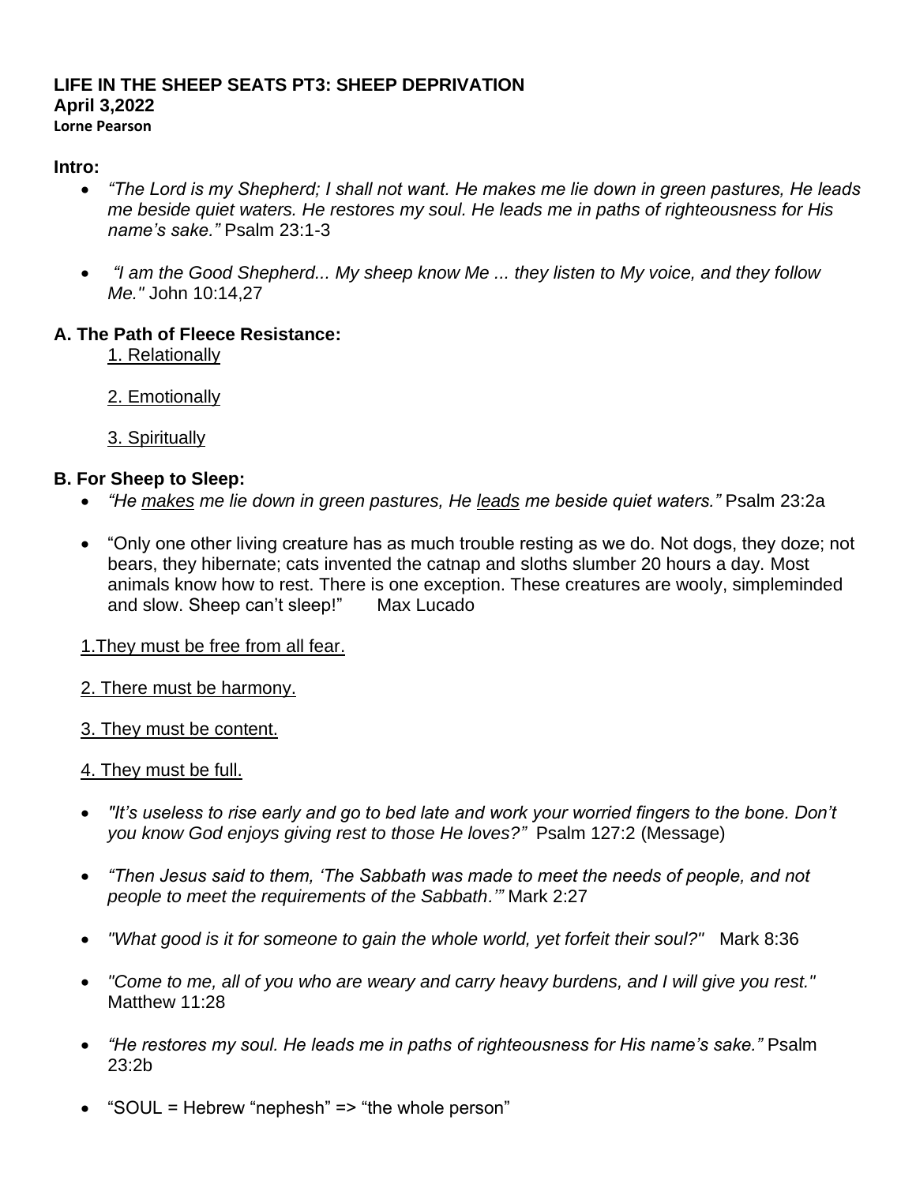# LIFE IN THE SHEEP SEATS PT3: SHEEP DEPRIVATION

**April 3,2022**

**Lorne Pearson**

**Intro:**

- *"The Lord is my Shepherd; I shall not want. He makes me lie down in green pastures, He leads me beside quiet waters. He restores my soul. He leads me in paths of righteousness for His name's sake."* Psalm 23:1-3
- *"I am the Good Shepherd... My sheep know Me ... they listen to My voice, and they follow Me."* John 10:14,27

## A. The Path of Fleece Resistance:

<u>1. Relationally</u>

<u>2. Emotionally</u>

<u>3. Spiritually</u>

## B. For Sheep to Sleep:

- *"He <u>makes</u> me lie down in green pastures, He <u>leads</u> me beside quiet waters."* Psalm 23:2a
- "Only one other living creature has as much trouble resting as we do. Not dogs, they doze; not bears, they hibernate; cats invented the catnap and sloths slumber 20 hours a day. Most animals know how to rest. There is one exception. These creatures are wooly, simpleminded and slow. Sheep can't sleep!" Max Lucado

<u>1.They must be free from all fear.</u>

<u>2. There must be harmony.</u>

<u>3. They must be content.</u>

<u>4. They must be full.</u>

- *"It's useless to rise early and go to bed late and work your worried fingers to the bone. Don't you know God enjoys giving rest to those He loves?"* Psalm 127:2 (Message)
- *"Then Jesus said to them, 'The Sabbath was made to meet the needs of people, and not people to meet the requirements of the Sabbath.'"* Mark 2:27
- *"What good is it for someone to gain the whole world, yet forfeit their soul?"* Mark 8:36
- *"Come to me, all of you who are weary and carry heavy burdens, and I will give you rest."* Matthew 11:28
- *"He restores my soul. He leads me in paths of righteousness for His name's sake."* Psalm 23:2b
- "SOUL = Hebrew "nephesh" => "the whole person"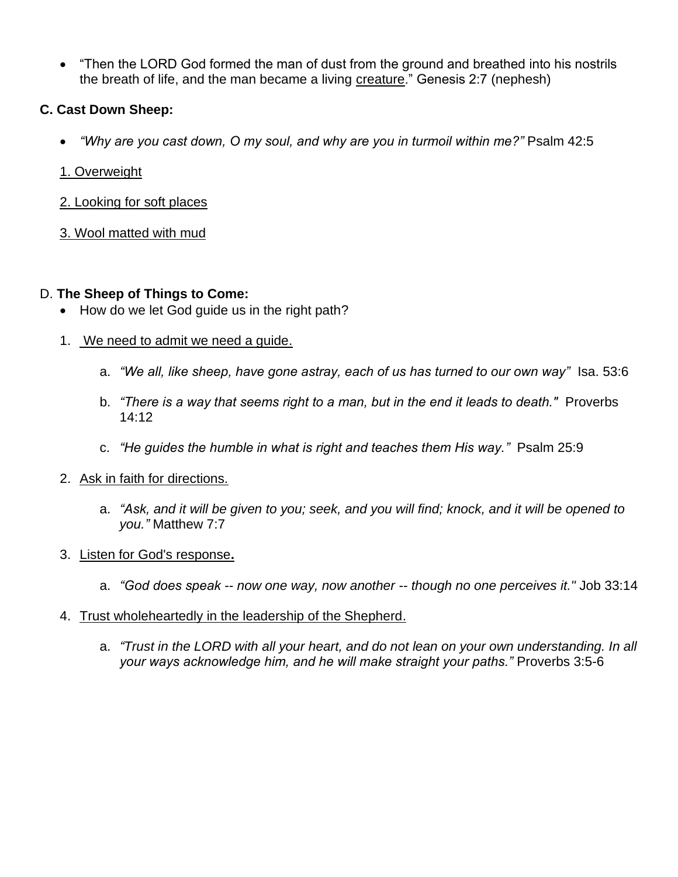- “Then the LORD God formed the man of dust from the ground and breathed into his nostrils the breath of life, and the man became a living <u>creature</u>.” Genesis 2:7 (nephesh)

**C. Cast Down Sheep:**

- *“Why are you cast down, O my soul, and why are you in turmoil within me?”* Psalm 42:5

<u>1. Overweight</u>

<u>2. Looking for soft places</u>

<u>3. Wool matted with mud</u>

D. **The Sheep of Things to Come:**

- How do we let God guide us in the right path?

1. <u>We need to admit we need a guide.</u>
    a. *“We all, like sheep, have gone astray, each of us has turned to our own way”* Isa. 53:6
    b. *“There is a way that seems right to a man, but in the end it leads to death."* Proverbs 14:12
    c. *“He guides the humble in what is right and teaches them His way.”* Psalm 25:9
2. <u>Ask in faith for directions.</u>
    a. *“Ask, and it will be given to you; seek, and you will find; knock, and it will be opened to you.”* Matthew 7:7
3. <u>Listen for God's response</u>**.**
    a. *“God does speak -- now one way, now another -- though no one perceives it."* Job 33:14
4. <u>Trust wholeheartedly in the leadership of the Shepherd.</u>
    a. *“Trust in the LORD with all your heart, and do not lean on your own understanding. In all your ways acknowledge him, and he will make straight your paths.”* Proverbs 3:5-6